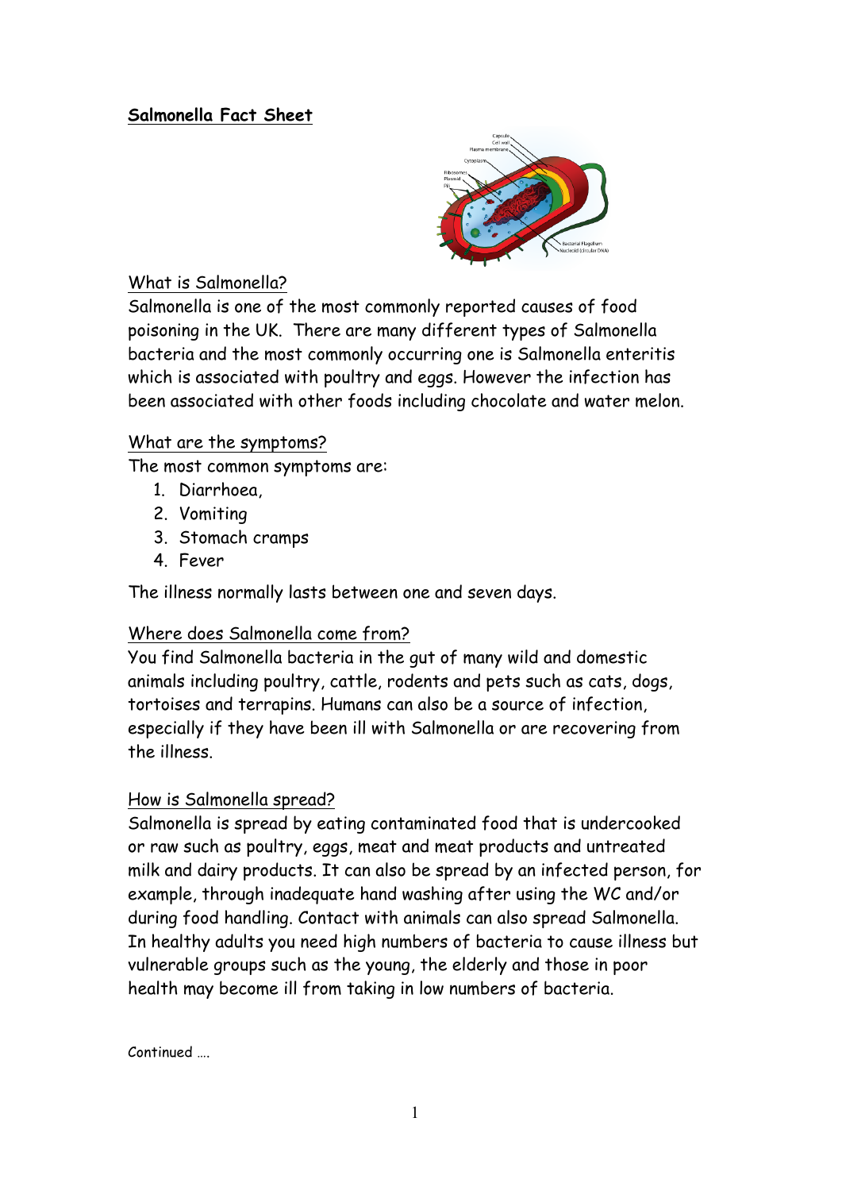# Salmonella Fact Sheet

## What is Salmonella?

Salmonella is one of the most commonly reported causes of food poisoning in the UK. There are many different types of Salmonella bacteria and the most commonly occurring one is Salmonella enteritis which is associated with poultry and eggs. However the infection has been associated with other foods including chocolate and water melon.

## What are the symptoms?

The most common symptoms are:

1. Diarrhoea,
2. Vomiting
3. Stomach cramps
4. Fever

The illness normally lasts between one and seven days.

## Where does Salmonella come from?

You find Salmonella bacteria in the gut of many wild and domestic animals including poultry, cattle, rodents and pets such as cats, dogs, tortoises and terrapins. Humans can also be a source of infection, especially if they have been ill with Salmonella or are recovering from the illness.

## How is Salmonella spread?

Salmonella is spread by eating contaminated food that is undercooked or raw such as poultry, eggs, meat and meat products and untreated milk and dairy products. It can also be spread by an infected person, for example, through inadequate hand washing after using the WC and/or during food handling. Contact with animals can also spread Salmonella. In healthy adults you need high numbers of bacteria to cause illness but vulnerable groups such as the young, the elderly and those in poor health may become ill from taking in low numbers of bacteria.

Continued ….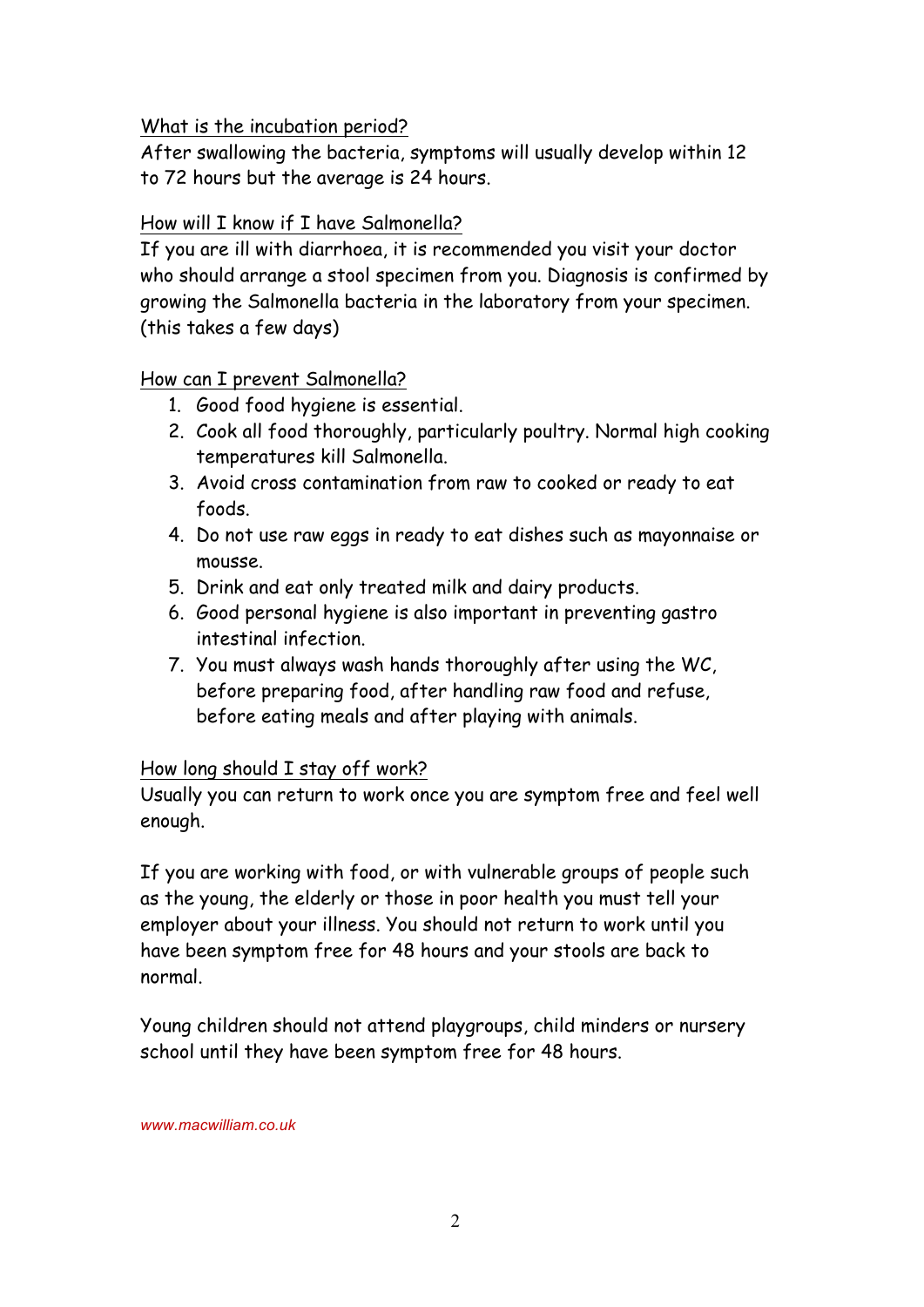What is the incubation period?

After swallowing the bacteria, symptoms will usually develop within 12 to 72 hours but the average is 24 hours.

How will I know if I have Salmonella?

If you are ill with diarrhoea, it is recommended you visit your doctor who should arrange a stool specimen from you. Diagnosis is confirmed by growing the Salmonella bacteria in the laboratory from your specimen. (this takes a few days)

How can I prevent Salmonella?

1. Good food hygiene is essential.
2. Cook all food thoroughly, particularly poultry. Normal high cooking temperatures kill Salmonella.
3. Avoid cross contamination from raw to cooked or ready to eat foods.
4. Do not use raw eggs in ready to eat dishes such as mayonnaise or mousse.
5. Drink and eat only treated milk and dairy products.
6. Good personal hygiene is also important in preventing gastro intestinal infection.
7. You must always wash hands thoroughly after using the WC, before preparing food, after handling raw food and refuse, before eating meals and after playing with animals.

How long should I stay off work?

Usually you can return to work once you are symptom free and feel well enough.

If you are working with food, or with vulnerable groups of people such as the young, the elderly or those in poor health you must tell your employer about your illness. You should not return to work until you have been symptom free for 48 hours and your stools are back to normal.

Young children should not attend playgroups, child minders or nursery school until they have been symptom free for 48 hours.

*www.macwilliam.co.uk*